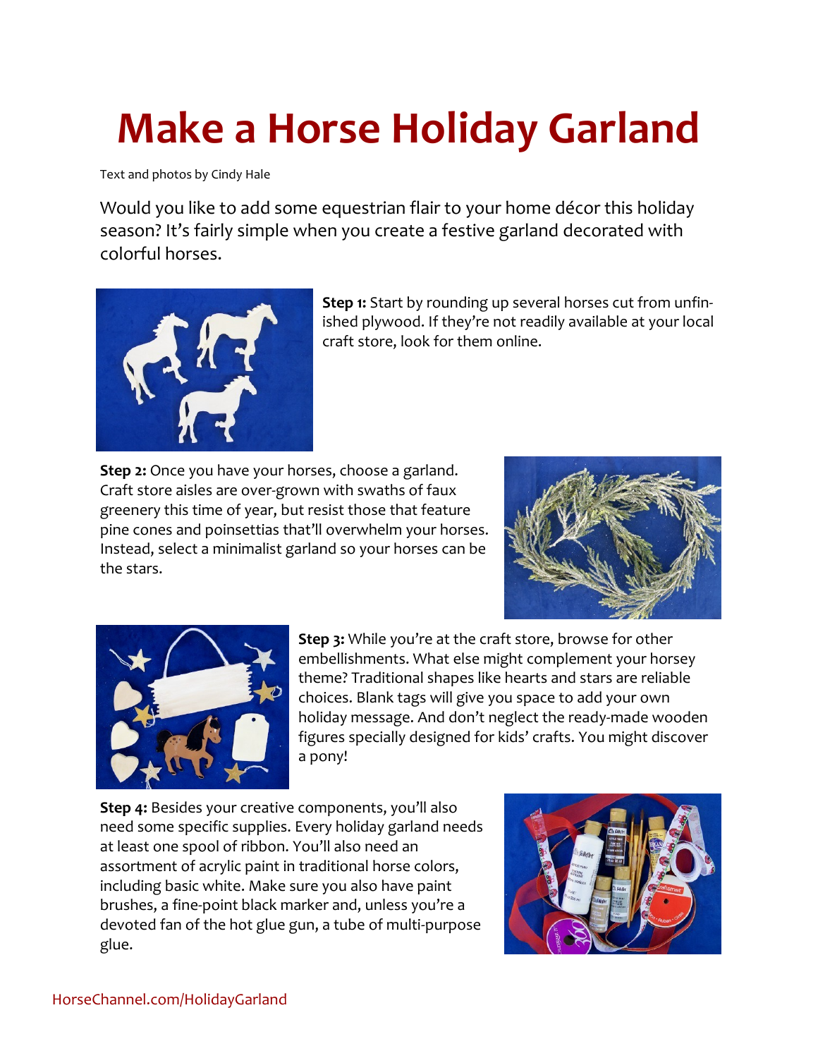# Make a Horse Holiday Garland

Text and photos by Cindy Hale

Would you like to add some equestrian flair to your home décor this holiday season? It's fairly simple when you create a festive garland decorated with colorful horses.

**Step 1:** Start by rounding up several horses cut from unfinished plywood. If they're not readily available at your local craft store, look for them online.

**Step 2:** Once you have your horses, choose a garland. Craft store aisles are over-grown with swaths of faux greenery this time of year, but resist those that feature pine cones and poinsettias that'll overwhelm your horses. Instead, select a minimalist garland so your horses can be the stars.

**Step 3:** While you're at the craft store, browse for other embellishments. What else might complement your horsey theme? Traditional shapes like hearts and stars are reliable choices. Blank tags will give you space to add your own holiday message. And don't neglect the ready-made wooden figures specially designed for kids' crafts. You might discover a pony!

**Step 4:** Besides your creative components, you'll also need some specific supplies. Every holiday garland needs at least one spool of ribbon. You'll also need an assortment of acrylic paint in traditional horse colors, including basic white. Make sure you also have paint brushes, a fine-point black marker and, unless you're a devoted fan of the hot glue gun, a tube of multi-purpose glue.

HorseChannel.com/HolidayGarland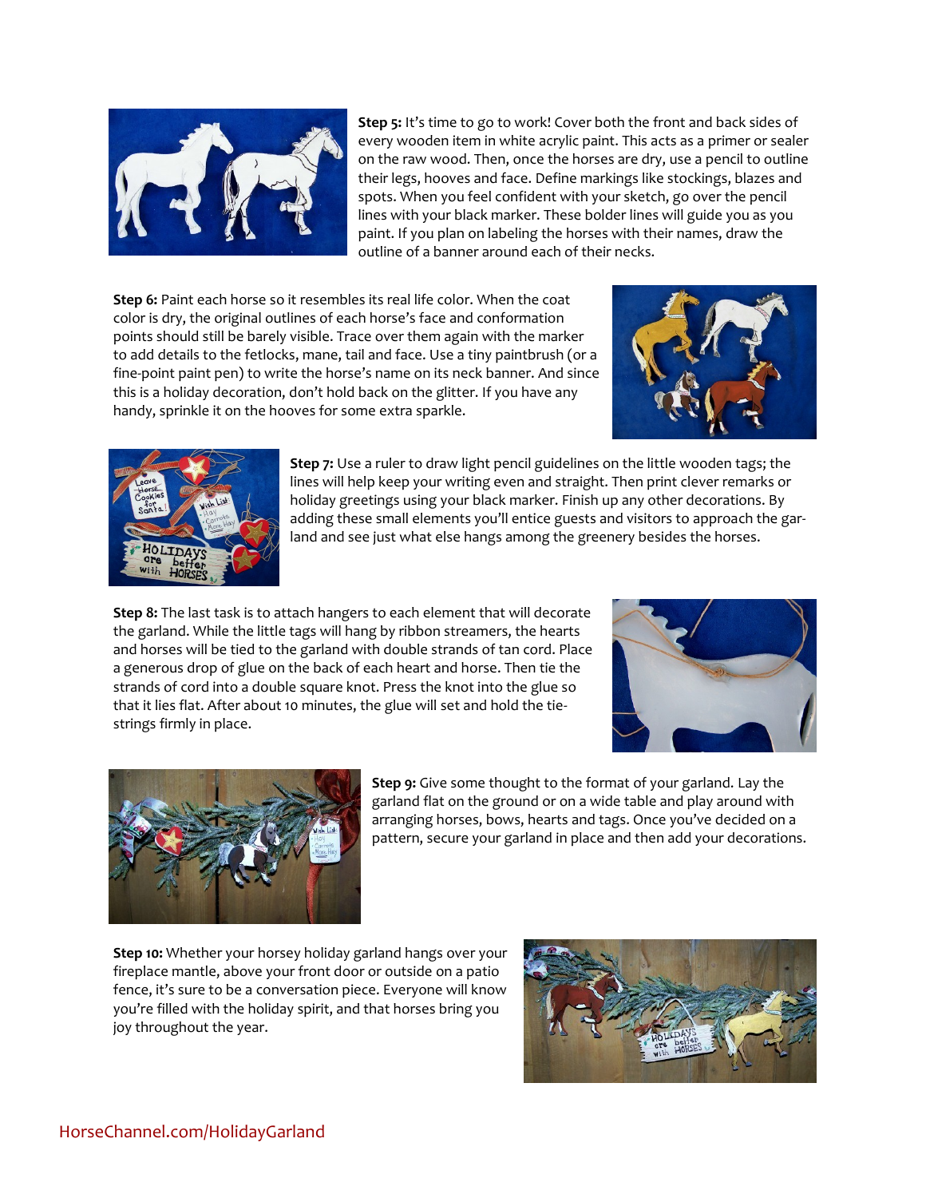**Step 5:** It's time to go to work! Cover both the front and back sides of every wooden item in white acrylic paint. This acts as a primer or sealer on the raw wood. Then, once the horses are dry, use a pencil to outline their legs, hooves and face. Define markings like stockings, blazes and spots. When you feel confident with your sketch, go over the pencil lines with your black marker. These bolder lines will guide you as you paint. If you plan on labeling the horses with their names, draw the outline of a banner around each of their necks.

**Step 6:** Paint each horse so it resembles its real life color. When the coat color is dry, the original outlines of each horse's face and conformation points should still be barely visible. Trace over them again with the marker to add details to the fetlocks, mane, tail and face. Use a tiny paintbrush (or a fine-point paint pen) to write the horse's name on its neck banner. And since this is a holiday decoration, don't hold back on the glitter. If you have any handy, sprinkle it on the hooves for some extra sparkle.

**Step 7:** Use a ruler to draw light pencil guidelines on the little wooden tags; the lines will help keep your writing even and straight. Then print clever remarks or holiday greetings using your black marker. Finish up any other decorations. By adding these small elements you'll entice guests and visitors to approach the garland and see just what else hangs among the greenery besides the horses.

**Step 8:** The last task is to attach hangers to each element that will decorate the garland. While the little tags will hang by ribbon streamers, the hearts and horses will be tied to the garland with double strands of tan cord. Place a generous drop of glue on the back of each heart and horse. Then tie the strands of cord into a double square knot. Press the knot into the glue so that it lies flat. After about 10 minutes, the glue will set and hold the tie-strings firmly in place.

**Step 9:** Give some thought to the format of your garland. Lay the garland flat on the ground or on a wide table and play around with arranging horses, bows, hearts and tags. Once you've decided on a pattern, secure your garland in place and then add your decorations.

**Step 10:** Whether your horsey holiday garland hangs over your fireplace mantle, above your front door or outside on a patio fence, it's sure to be a conversation piece. Everyone will know you're filled with the holiday spirit, and that horses bring you joy throughout the year.

HorseChannel.com/HolidayGarland